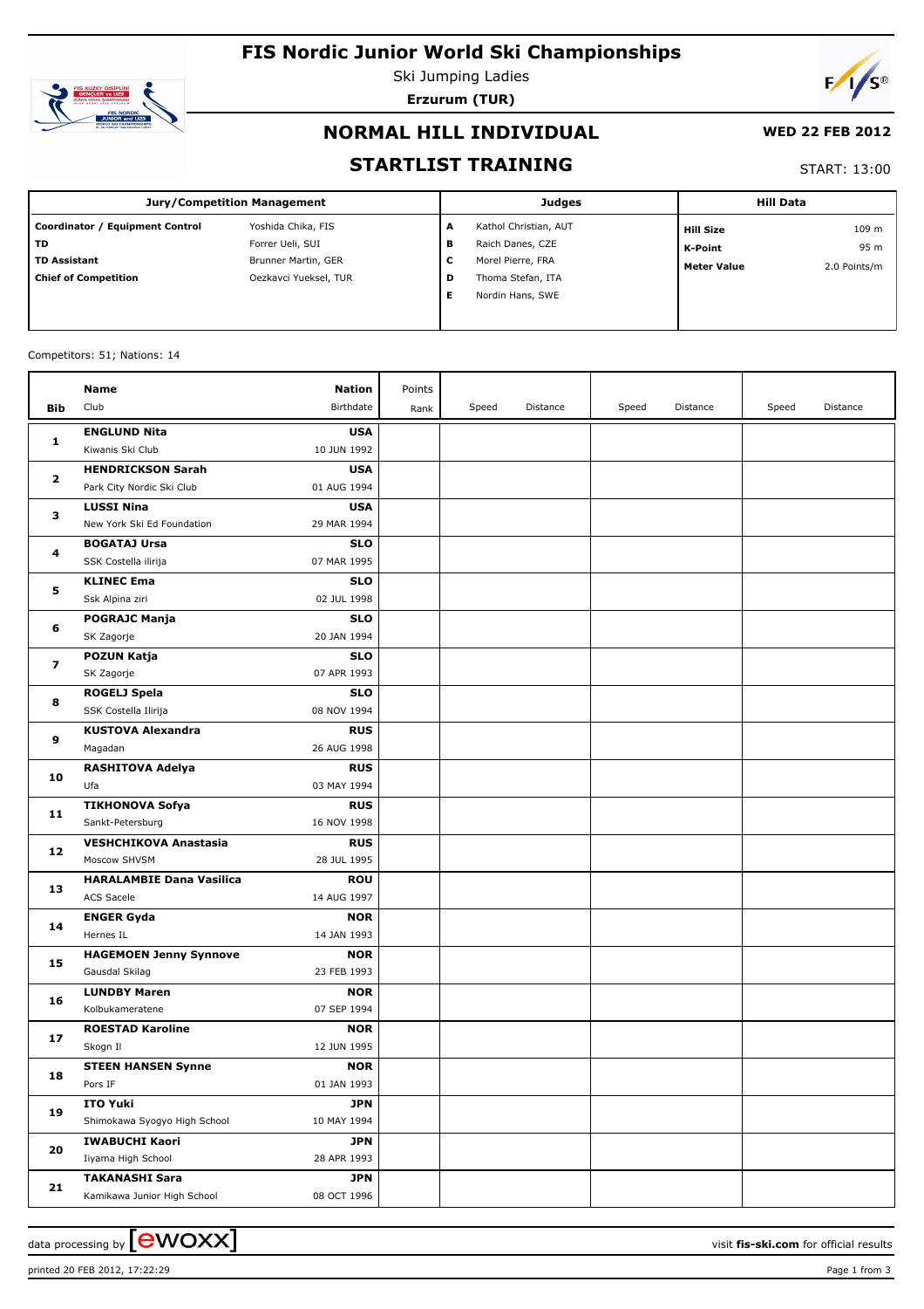# FIS Nordic Junior World Ski Championships

Ski Jumping Ladies

**Erzurum (TUR)**

## NORMAL HILL INDIVIDUAL

**WED 22 FEB 2012**

## STARTLIST TRAINING

START: 13:00

| Jury/Competition Management | | Judges | | Hill Data | |
|---|---|---|---|---|---|
| **Coordinator / Equipment Control** | Yoshida Chika, FIS | **A** | Kathol Christian, AUT | **Hill Size** | 109 m |
| **TD** | Forrer Ueli, SUI | **B** | Raich Danes, CZE | **K-Point** | 95 m |
| **TD Assistant** | Brunner Martin, GER | **C** | Morel Pierre, FRA | **Meter Value** | 2.0 Points/m |
| **Chief of Competition** | Oezkavci Yueksel, TUR | **D** | Thoma Stefan, ITA | | |
| | | **E** | Nordin Hans, SWE | | |

Competitors: 51; Nations: 14

| Bib | Name / Club | Nation / Birthdate | Points / Rank | Speed | Distance | Speed | Distance | Speed | Distance |
|---|---|---|---|---|---|---|---|---|---|
| **1** | **ENGLUND Nita**<br>Kiwanis Ski Club | **USA**<br>10 JUN 1992 | | | | | | | |
| **2** | **HENDRICKSON Sarah**<br>Park City Nordic Ski Club | **USA**<br>01 AUG 1994 | | | | | | | |
| **3** | **LUSSI Nina**<br>New York Ski Ed Foundation | **USA**<br>29 MAR 1994 | | | | | | | |
| **4** | **BOGATAJ Ursa**<br>SSK Costella ilirija | **SLO**<br>07 MAR 1995 | | | | | | | |
| **5** | **KLINEC Ema**<br>Ssk Alpina ziri | **SLO**<br>02 JUL 1998 | | | | | | | |
| **6** | **POGRAJC Manja**<br>SK Zagorje | **SLO**<br>20 JAN 1994 | | | | | | | |
| **7** | **POZUN Katja**<br>SK Zagorje | **SLO**<br>07 APR 1993 | | | | | | | |
| **8** | **ROGELJ Spela**<br>SSK Costella Ilirija | **SLO**<br>08 NOV 1994 | | | | | | | |
| **9** | **KUSTOVA Alexandra**<br>Magadan | **RUS**<br>26 AUG 1998 | | | | | | | |
| **10** | **RASHITOVA Adelya**<br>Ufa | **RUS**<br>03 MAY 1994 | | | | | | | |
| **11** | **TIKHONOVA Sofya**<br>Sankt-Petersburg | **RUS**<br>16 NOV 1998 | | | | | | | |
| **12** | **VESHCHIKOVA Anastasia**<br>Moscow SHVSM | **RUS**<br>28 JUL 1995 | | | | | | | |
| **13** | **HARALAMBIE Dana Vasilica**<br>ACS Sacele | **ROU**<br>14 AUG 1997 | | | | | | | |
| **14** | **ENGER Gyda**<br>Hernes IL | **NOR**<br>14 JAN 1993 | | | | | | | |
| **15** | **HAGEMOEN Jenny Synnove**<br>Gausdal Skilag | **NOR**<br>23 FEB 1993 | | | | | | | |
| **16** | **LUNDBY Maren**<br>Kolbukameratene | **NOR**<br>07 SEP 1994 | | | | | | | |
| **17** | **ROESTAD Karoline**<br>Skogn Il | **NOR**<br>12 JUN 1995 | | | | | | | |
| **18** | **STEEN HANSEN Synne**<br>Pors IF | **NOR**<br>01 JAN 1993 | | | | | | | |
| **19** | **ITO Yuki**<br>Shimokawa Syogyo High School | **JPN**<br>10 MAY 1994 | | | | | | | |
| **20** | **IWABUCHI Kaori**<br>Iiyama High School | **JPN**<br>28 APR 1993 | | | | | | | |
| **21** | **TAKANASHI Sara**<br>Kamikawa Junior High School | **JPN**<br>08 OCT 1996 | | | | | | | |

data processing by ewoxx — visit fis-ski.com for official results

printed 20 FEB 2012, 17:22:29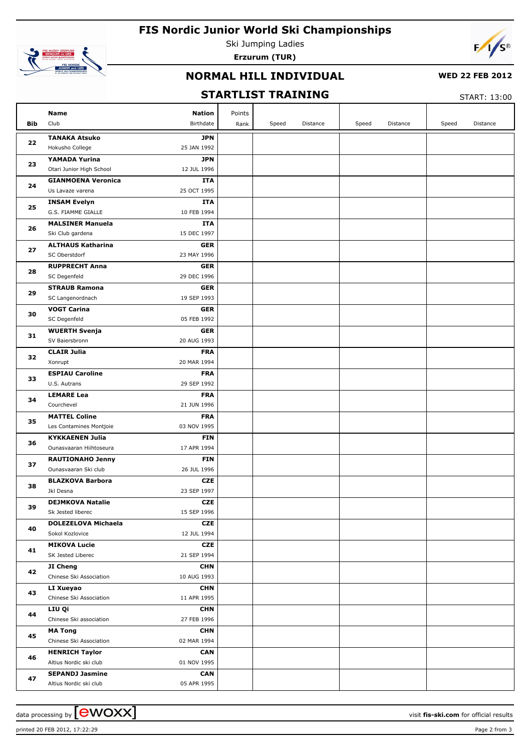# FIS Nordic Junior World Ski Championships

Ski Jumping Ladies

**Erzurum (TUR)**

## NORMAL HILL INDIVIDUAL

**WED 22 FEB 2012**

## STARTLIST TRAINING

START: 13:00

| Bib | Name / Club | Nation / Birthdate | Points / Rank | Speed | Distance | Speed | Distance | Speed | Distance |
|---|---|---|---|---|---|---|---|---|---|
| 22 | **TANAKA Atsuko**<br>Hokusho College | **JPN**<br>25 JAN 1992 | | | | | | | |
| 23 | **YAMADA Yurina**<br>Otari Junior High School | **JPN**<br>12 JUL 1996 | | | | | | | |
| 24 | **GIANMOENA Veronica**<br>Us Lavaze varena | **ITA**<br>25 OCT 1995 | | | | | | | |
| 25 | **INSAM Evelyn**<br>G.S. FIAMME GIALLE | **ITA**<br>10 FEB 1994 | | | | | | | |
| 26 | **MALSINER Manuela**<br>Ski Club gardena | **ITA**<br>15 DEC 1997 | | | | | | | |
| 27 | **ALTHAUS Katharina**<br>SC Oberstdorf | **GER**<br>23 MAY 1996 | | | | | | | |
| 28 | **RUPPRECHT Anna**<br>SC Degenfeld | **GER**<br>29 DEC 1996 | | | | | | | |
| 29 | **STRAUB Ramona**<br>SC Langenordnach | **GER**<br>19 SEP 1993 | | | | | | | |
| 30 | **VOGT Carina**<br>SC Degenfeld | **GER**<br>05 FEB 1992 | | | | | | | |
| 31 | **WUERTH Svenja**<br>SV Baiersbronn | **GER**<br>20 AUG 1993 | | | | | | | |
| 32 | **CLAIR Julia**<br>Xonrupt | **FRA**<br>20 MAR 1994 | | | | | | | |
| 33 | **ESPIAU Caroline**<br>U.S. Autrans | **FRA**<br>29 SEP 1992 | | | | | | | |
| 34 | **LEMARE Lea**<br>Courchevel | **FRA**<br>21 JUN 1996 | | | | | | | |
| 35 | **MATTEL Coline**<br>Les Contamines Montjoie | **FRA**<br>03 NOV 1995 | | | | | | | |
| 36 | **KYKKAENEN Julia**<br>Ounasvaaran Hiihtoseura | **FIN**<br>17 APR 1994 | | | | | | | |
| 37 | **RAUTIONAHO Jenny**<br>Ounasvaaran Ski club | **FIN**<br>26 JUL 1996 | | | | | | | |
| 38 | **BLAZKOVA Barbora**<br>Jkl Desna | **CZE**<br>23 SEP 1997 | | | | | | | |
| 39 | **DEJMKOVA Natalie**<br>Sk Jested liberec | **CZE**<br>15 SEP 1996 | | | | | | | |
| 40 | **DOLEZELOVA Michaela**<br>Sokol Kozlovice | **CZE**<br>12 JUL 1994 | | | | | | | |
| 41 | **MIKOVA Lucie**<br>SK Jested Liberec | **CZE**<br>21 SEP 1994 | | | | | | | |
| 42 | **JI Cheng**<br>Chinese Ski Association | **CHN**<br>10 AUG 1993 | | | | | | | |
| 43 | **LI Xueyao**<br>Chinese Ski Association | **CHN**<br>11 APR 1995 | | | | | | | |
| 44 | **LIU Qi**<br>Chinese Ski association | **CHN**<br>27 FEB 1996 | | | | | | | |
| 45 | **MA Tong**<br>Chinese Ski Association | **CHN**<br>02 MAR 1994 | | | | | | | |
| 46 | **HENRICH Taylor**<br>Altius Nordic ski club | **CAN**<br>01 NOV 1995 | | | | | | | |
| 47 | **SEPANDJ Jasmine**<br>Altius Nordic ski club | **CAN**<br>05 APR 1995 | | | | | | | |

data processing by ewoxx — visit **fis-ski.com** for official results

printed 20 FEB 2012, 17:22:29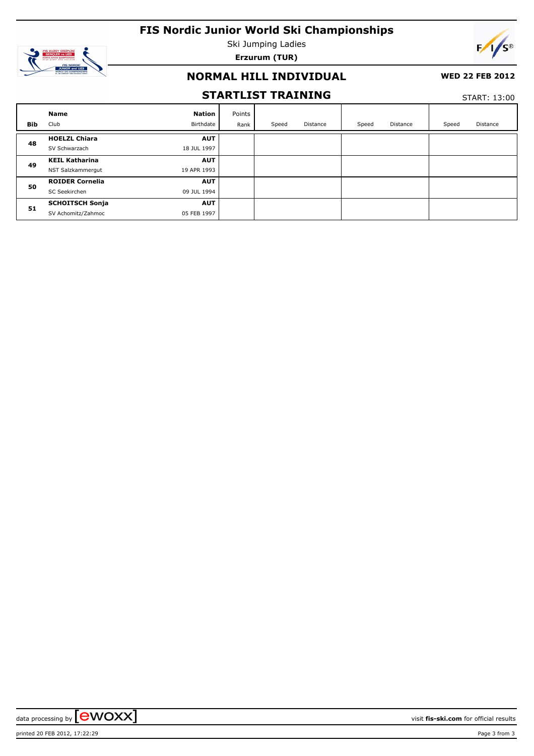# FIS Nordic Junior World Ski Championships

Ski Jumping Ladies

**Erzurum (TUR)**

## NORMAL HILL INDIVIDUAL

**WED 22 FEB 2012**

## STARTLIST TRAINING

START: 13:00

| Bib | Name / Club | Nation / Birthdate | Points / Rank | Speed | Distance | Speed | Distance | Speed | Distance |
|---|---|---|---|---|---|---|---|---|---|
| 48 | **HOELZL Chiara** SV Schwarzach | **AUT** 18 JUL 1997 | | | | | | | |
| 49 | **KEIL Katharina** NST Salzkammergut | **AUT** 19 APR 1993 | | | | | | | |
| 50 | **ROIDER Cornelia** SC Seekirchen | **AUT** 09 JUL 1994 | | | | | | | |
| 51 | **SCHOITSCH Sonja** SV Achomitz/Zahmoc | **AUT** 05 FEB 1997 | | | | | | | |

data processing by [ewoxx]

visit **fis-ski.com** for official results

printed 20 FEB 2012, 17:22:29